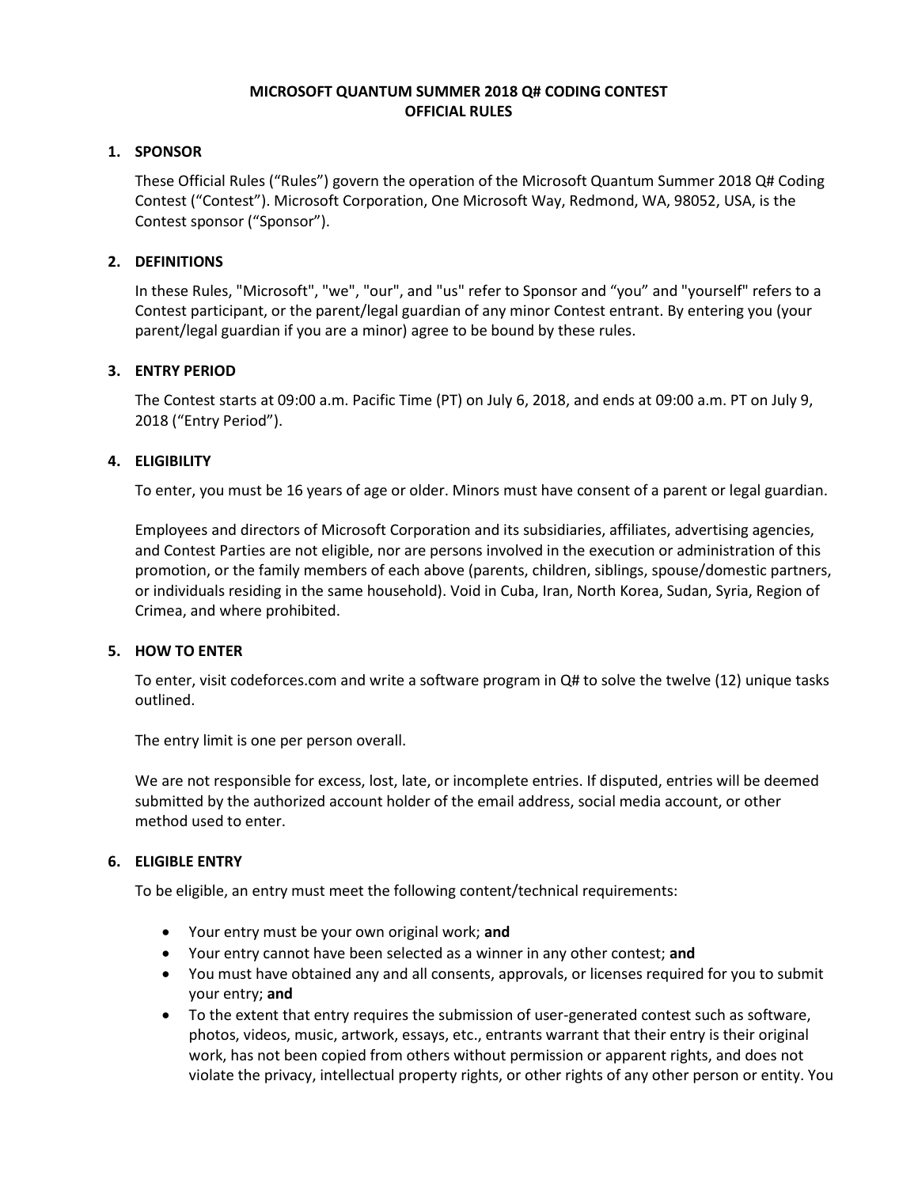# MICROSOFT QUANTUM SUMMER 2018 Q# CODING CONTEST
# OFFICIAL RULES

## 1. SPONSOR

These Official Rules ("Rules") govern the operation of the Microsoft Quantum Summer 2018 Q# Coding Contest ("Contest"). Microsoft Corporation, One Microsoft Way, Redmond, WA, 98052, USA, is the Contest sponsor ("Sponsor").

## 2. DEFINITIONS

In these Rules, "Microsoft", "we", "our", and "us" refer to Sponsor and "you" and "yourself" refers to a Contest participant, or the parent/legal guardian of any minor Contest entrant. By entering you (your parent/legal guardian if you are a minor) agree to be bound by these rules.

## 3. ENTRY PERIOD

The Contest starts at 09:00 a.m. Pacific Time (PT) on July 6, 2018, and ends at 09:00 a.m. PT on July 9, 2018 ("Entry Period").

## 4. ELIGIBILITY

To enter, you must be 16 years of age or older. Minors must have consent of a parent or legal guardian.

Employees and directors of Microsoft Corporation and its subsidiaries, affiliates, advertising agencies, and Contest Parties are not eligible, nor are persons involved in the execution or administration of this promotion, or the family members of each above (parents, children, siblings, spouse/domestic partners, or individuals residing in the same household). Void in Cuba, Iran, North Korea, Sudan, Syria, Region of Crimea, and where prohibited.

## 5. HOW TO ENTER

To enter, visit codeforces.com and write a software program in Q# to solve the twelve (12) unique tasks outlined.

The entry limit is one per person overall.

We are not responsible for excess, lost, late, or incomplete entries. If disputed, entries will be deemed submitted by the authorized account holder of the email address, social media account, or other method used to enter.

## 6. ELIGIBLE ENTRY

To be eligible, an entry must meet the following content/technical requirements:

- Your entry must be your own original work; **and**
- Your entry cannot have been selected as a winner in any other contest; **and**
- You must have obtained any and all consents, approvals, or licenses required for you to submit your entry; **and**
- To the extent that entry requires the submission of user-generated contest such as software, photos, videos, music, artwork, essays, etc., entrants warrant that their entry is their original work, has not been copied from others without permission or apparent rights, and does not violate the privacy, intellectual property rights, or other rights of any other person or entity. You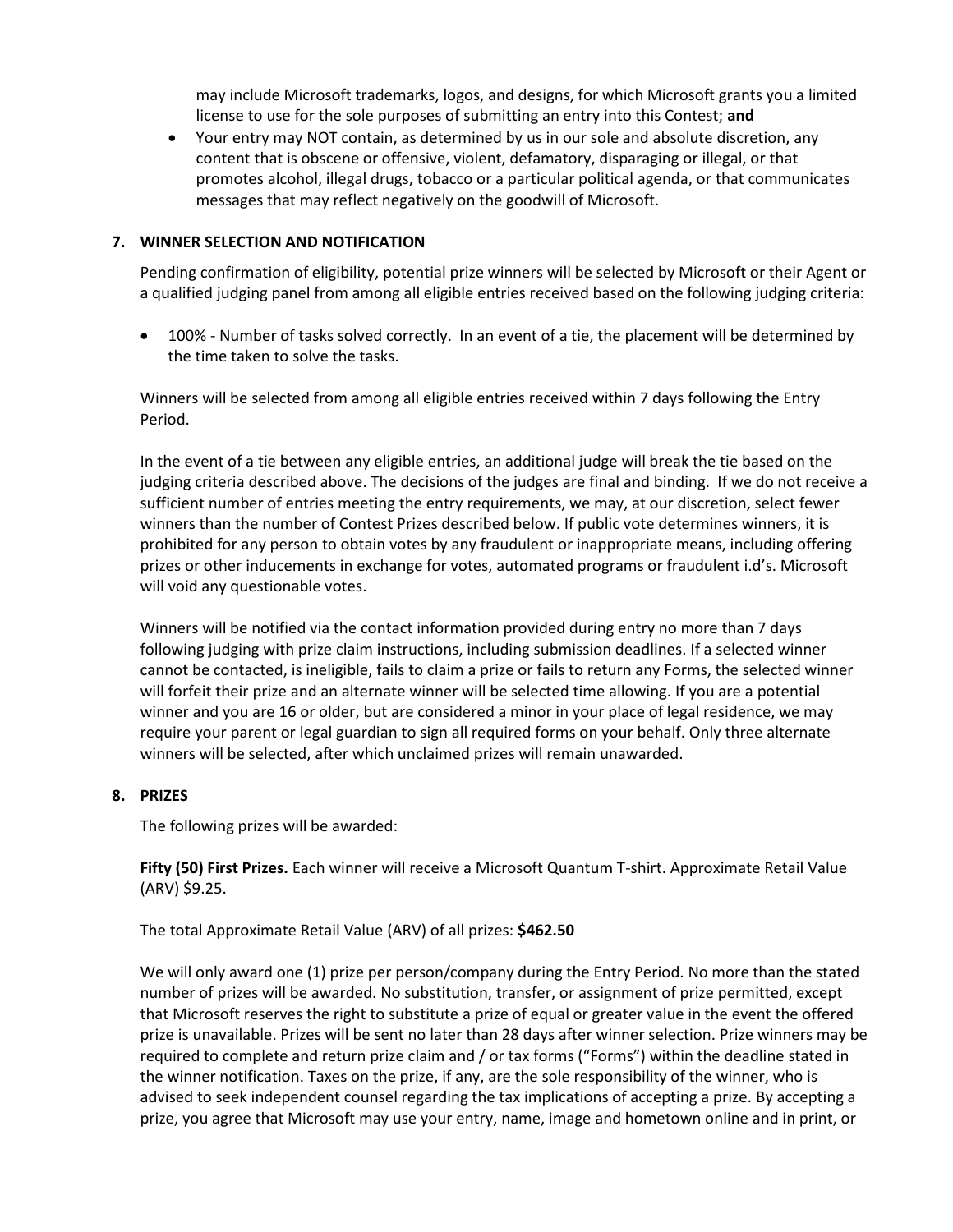may include Microsoft trademarks, logos, and designs, for which Microsoft grants you a limited license to use for the sole purposes of submitting an entry into this Contest; **and**

- Your entry may NOT contain, as determined by us in our sole and absolute discretion, any content that is obscene or offensive, violent, defamatory, disparaging or illegal, or that promotes alcohol, illegal drugs, tobacco or a particular political agenda, or that communicates messages that may reflect negatively on the goodwill of Microsoft.

## 7. WINNER SELECTION AND NOTIFICATION

Pending confirmation of eligibility, potential prize winners will be selected by Microsoft or their Agent or a qualified judging panel from among all eligible entries received based on the following judging criteria:

- 100% - Number of tasks solved correctly. In an event of a tie, the placement will be determined by the time taken to solve the tasks.

Winners will be selected from among all eligible entries received within 7 days following the Entry Period.

In the event of a tie between any eligible entries, an additional judge will break the tie based on the judging criteria described above. The decisions of the judges are final and binding. If we do not receive a sufficient number of entries meeting the entry requirements, we may, at our discretion, select fewer winners than the number of Contest Prizes described below. If public vote determines winners, it is prohibited for any person to obtain votes by any fraudulent or inappropriate means, including offering prizes or other inducements in exchange for votes, automated programs or fraudulent i.d's. Microsoft will void any questionable votes.

Winners will be notified via the contact information provided during entry no more than 7 days following judging with prize claim instructions, including submission deadlines. If a selected winner cannot be contacted, is ineligible, fails to claim a prize or fails to return any Forms, the selected winner will forfeit their prize and an alternate winner will be selected time allowing. If you are a potential winner and you are 16 or older, but are considered a minor in your place of legal residence, we may require your parent or legal guardian to sign all required forms on your behalf. Only three alternate winners will be selected, after which unclaimed prizes will remain unawarded.

## 8. PRIZES

The following prizes will be awarded:

**Fifty (50) First Prizes.** Each winner will receive a Microsoft Quantum T-shirt. Approximate Retail Value (ARV) $9.25.

The total Approximate Retail Value (ARV) of all prizes: **$462.50**

We will only award one (1) prize per person/company during the Entry Period. No more than the stated number of prizes will be awarded. No substitution, transfer, or assignment of prize permitted, except that Microsoft reserves the right to substitute a prize of equal or greater value in the event the offered prize is unavailable. Prizes will be sent no later than 28 days after winner selection. Prize winners may be required to complete and return prize claim and / or tax forms ("Forms") within the deadline stated in the winner notification. Taxes on the prize, if any, are the sole responsibility of the winner, who is advised to seek independent counsel regarding the tax implications of accepting a prize. By accepting a prize, you agree that Microsoft may use your entry, name, image and hometown online and in print, or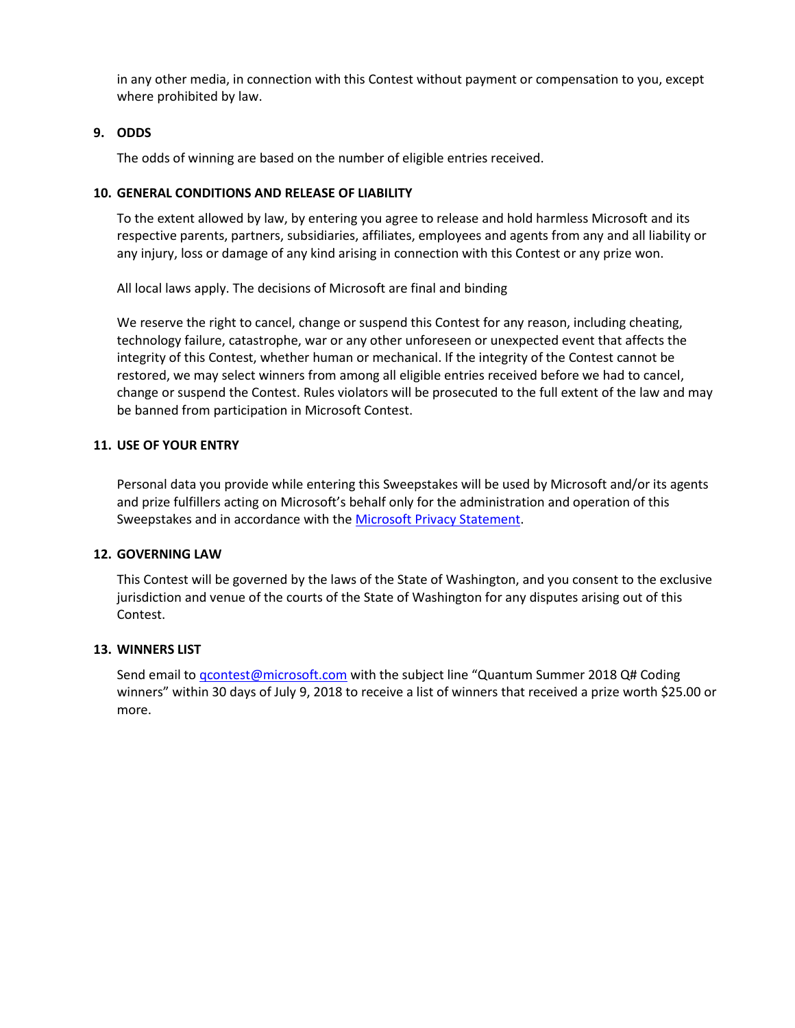in any other media, in connection with this Contest without payment or compensation to you, except where prohibited by law.

## 9. ODDS

The odds of winning are based on the number of eligible entries received.

## 10. GENERAL CONDITIONS AND RELEASE OF LIABILITY

To the extent allowed by law, by entering you agree to release and hold harmless Microsoft and its respective parents, partners, subsidiaries, affiliates, employees and agents from any and all liability or any injury, loss or damage of any kind arising in connection with this Contest or any prize won.

All local laws apply. The decisions of Microsoft are final and binding

We reserve the right to cancel, change or suspend this Contest for any reason, including cheating, technology failure, catastrophe, war or any other unforeseen or unexpected event that affects the integrity of this Contest, whether human or mechanical. If the integrity of the Contest cannot be restored, we may select winners from among all eligible entries received before we had to cancel, change or suspend the Contest. Rules violators will be prosecuted to the full extent of the law and may be banned from participation in Microsoft Contest.

## 11. USE OF YOUR ENTRY

Personal data you provide while entering this Sweepstakes will be used by Microsoft and/or its agents and prize fulfillers acting on Microsoft's behalf only for the administration and operation of this Sweepstakes and in accordance with the [Microsoft Privacy Statement](Microsoft Privacy Statement).

## 12. GOVERNING LAW

This Contest will be governed by the laws of the State of Washington, and you consent to the exclusive jurisdiction and venue of the courts of the State of Washington for any disputes arising out of this Contest.

## 13. WINNERS LIST

Send email to [qcontest@microsoft.com](mailto:qcontest@microsoft.com) with the subject line "Quantum Summer 2018 Q# Coding winners" within 30 days of July 9, 2018 to receive a list of winners that received a prize worth $25.00 or more.